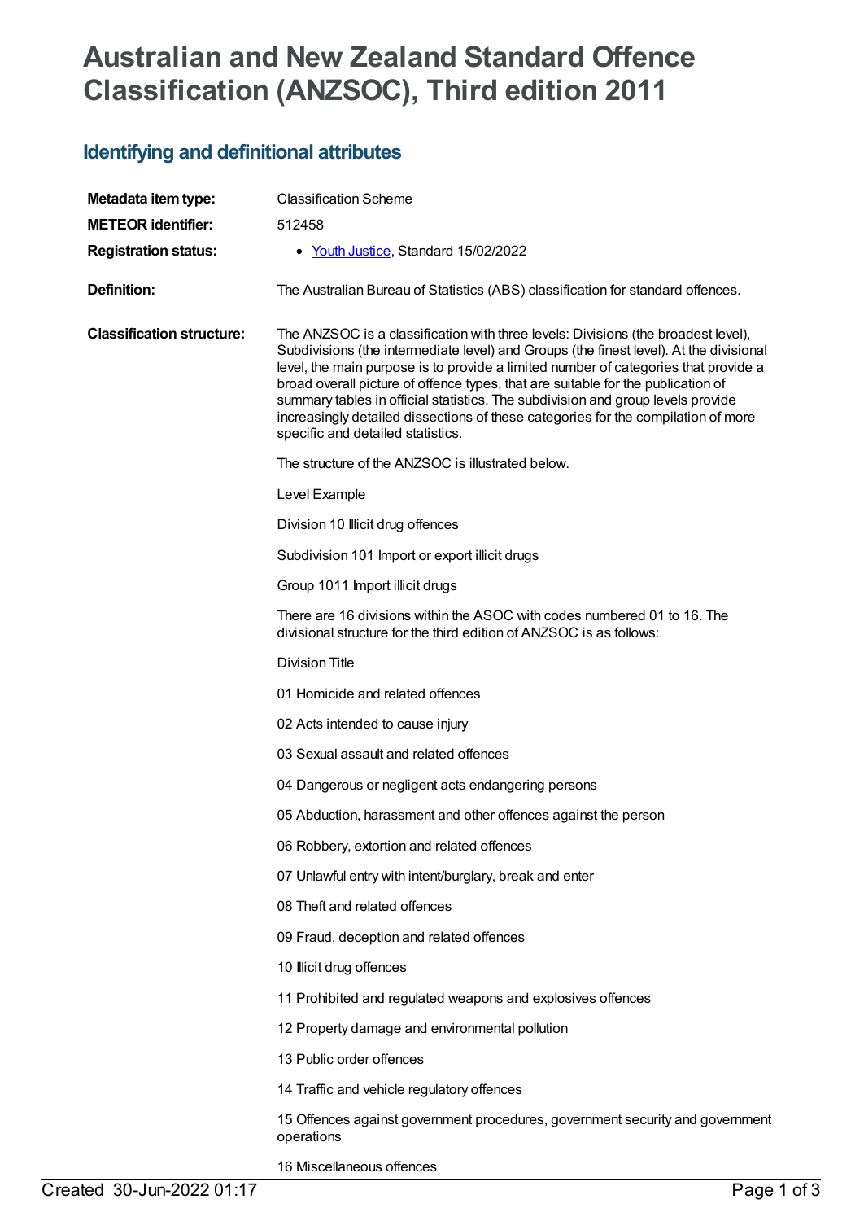# Australian and New Zealand Standard Offence Classification (ANZSOC), Third edition 2011

## Identifying and definitional attributes

| | |
|---|---|
| **Metadata item type:** | Classification Scheme |
| **METEOR identifier:** | 512458 |
| **Registration status:** | • Youth Justice, Standard 15/02/2022 |
| **Definition:** | The Australian Bureau of Statistics (ABS) classification for standard offences. |

**Classification structure:**

The ANZSOC is a classification with three levels: Divisions (the broadest level), Subdivisions (the intermediate level) and Groups (the finest level). At the divisional level, the main purpose is to provide a limited number of categories that provide a broad overall picture of offence types, that are suitable for the publication of summary tables in official statistics. The subdivision and group levels provide increasingly detailed dissections of these categories for the compilation of more specific and detailed statistics.

The structure of the ANZSOC is illustrated below.

Level Example

Division 10 Illicit drug offences

Subdivision 101 Import or export illicit drugs

Group 1011 Import illicit drugs

There are 16 divisions within the ASOC with codes numbered 01 to 16. The divisional structure for the third edition of ANZSOC is as follows:

Division Title

01 Homicide and related offences

02 Acts intended to cause injury

03 Sexual assault and related offences

04 Dangerous or negligent acts endangering persons

05 Abduction, harassment and other offences against the person

06 Robbery, extortion and related offences

07 Unlawful entry with intent/burglary, break and enter

08 Theft and related offences

09 Fraud, deception and related offences

10 Illicit drug offences

11 Prohibited and regulated weapons and explosives offences

12 Property damage and environmental pollution

13 Public order offences

14 Traffic and vehicle regulatory offences

15 Offences against government procedures, government security and government operations

16 Miscellaneous offences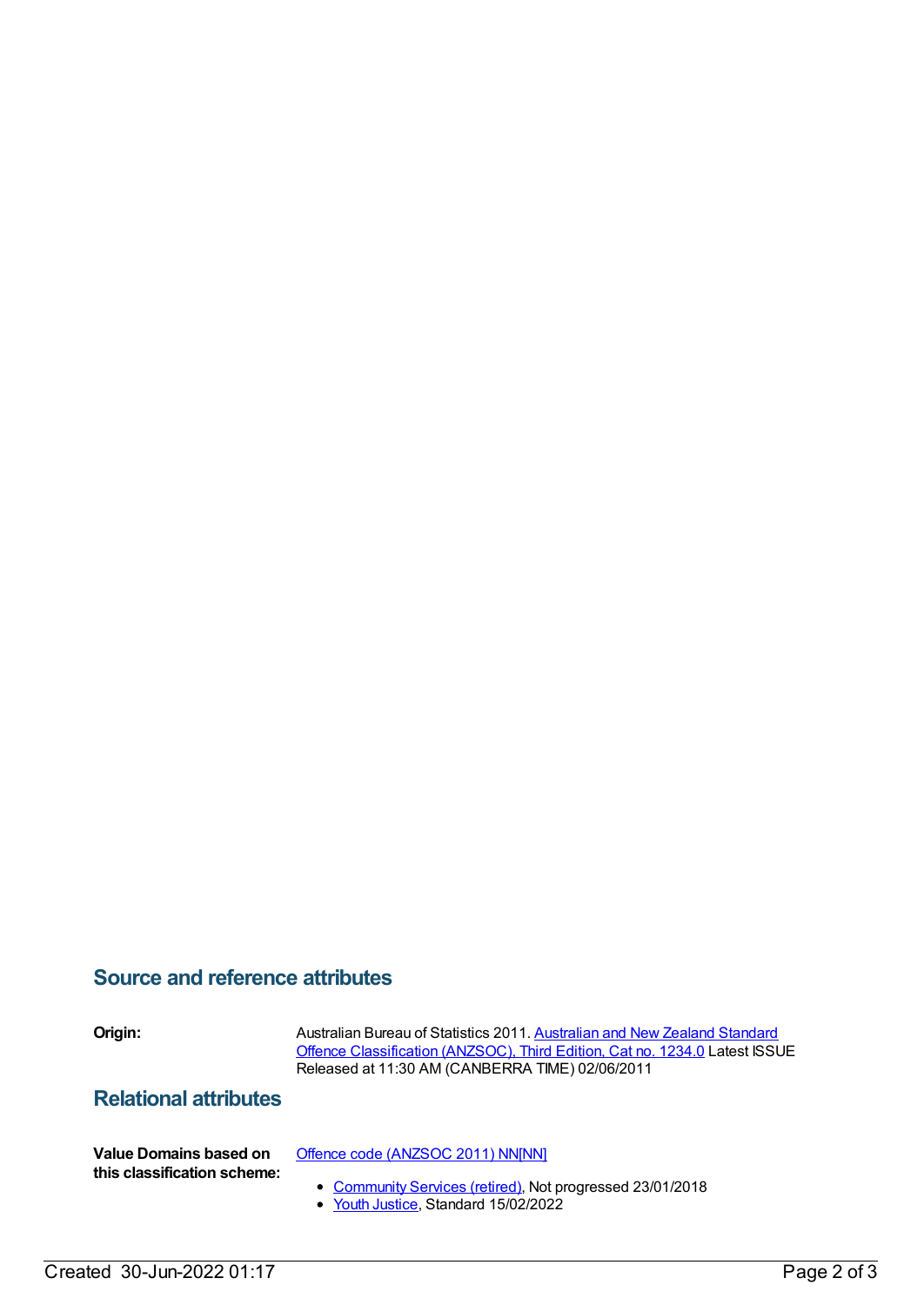## Source and reference attributes

**Origin:** Australian Bureau of Statistics 2011. Australian and New Zealand Standard Offence Classification (ANZSOC), Third Edition, Cat no. 1234.0 Latest ISSUE Released at 11:30 AM (CANBERRA TIME) 02/06/2011

## Relational attributes

**Value Domains based on this classification scheme:** Offence code (ANZSOC 2011) NN[NN]

- Community Services (retired), Not progressed 23/01/2018
- Youth Justice, Standard 15/02/2022